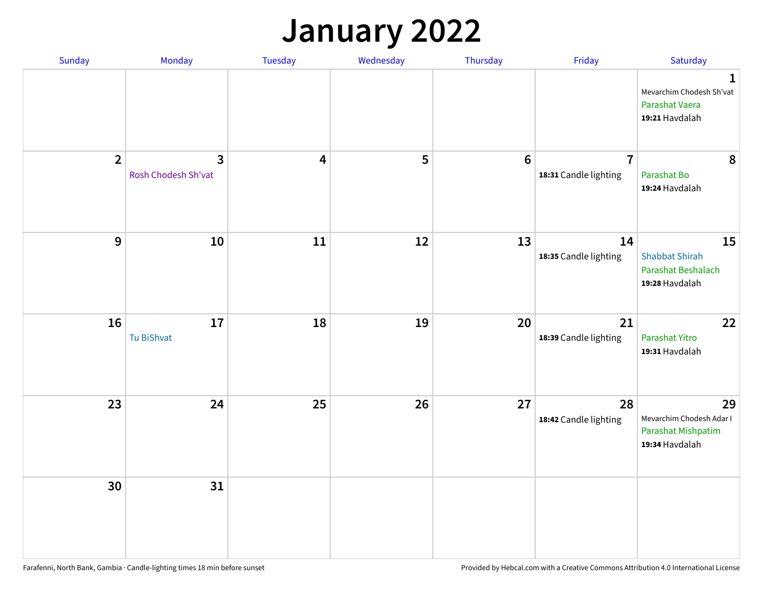# January 2022

| Sunday | Monday | Tuesday | Wednesday | Thursday | Friday | Saturday |
|---|---|---|---|---|---|---|
| | | | | | | **1** Mevarchim Chodesh Sh'vat Parashat Vaera **19:21** Havdalah |
| **2** | **3** Rosh Chodesh Sh'vat | **4** | **5** | **6** | **7** **18:31** Candle lighting | **8** Parashat Bo **19:24** Havdalah |
| **9** | **10** | **11** | **12** | **13** | **14** **18:35** Candle lighting | **15** Shabbat Shirah Parashat Beshalach **19:28** Havdalah |
| **16** | **17** Tu BiShvat | **18** | **19** | **20** | **21** **18:39** Candle lighting | **22** Parashat Yitro **19:31** Havdalah |
| **23** | **24** | **25** | **26** | **27** | **28** **18:42** Candle lighting | **29** Mevarchim Chodesh Adar I Parashat Mishpatim **19:34** Havdalah |
| **30** | **31** | | | | | |

Farafenni, North Bank, Gambia · Candle-lighting times 18 min before sunset

Provided by Hebcal.com with a Creative Commons Attribution 4.0 International License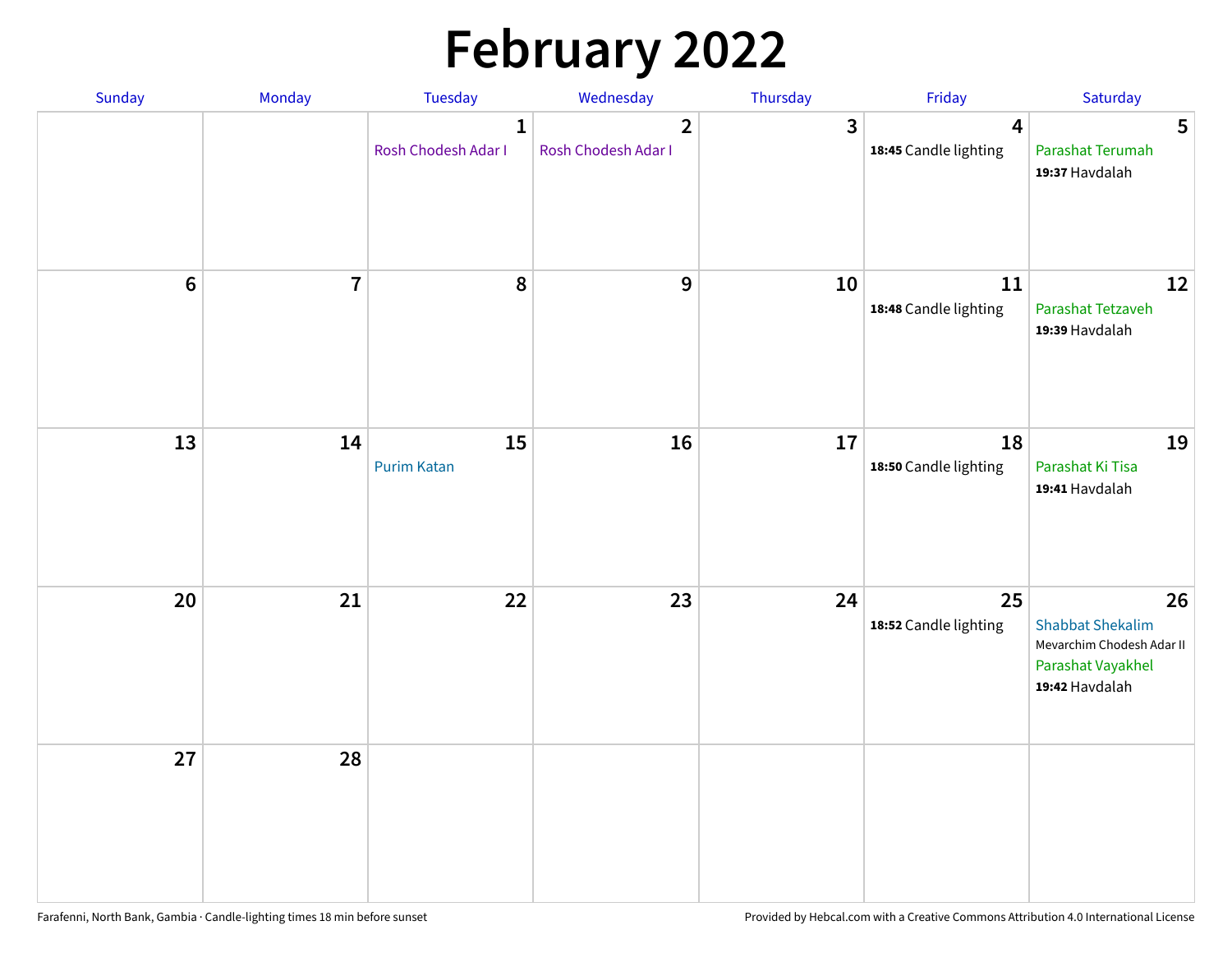# February 2022

| Sunday | Monday | Tuesday | Wednesday | Thursday | Friday | Saturday |
|---|---|---|---|---|---|---|
| | | 1 Rosh Chodesh Adar I | 2 Rosh Chodesh Adar I | 3 | 4 **18:45** Candle lighting | 5 Parashat Terumah **19:37** Havdalah |
| 6 | 7 | 8 | 9 | 10 | 11 **18:48** Candle lighting | 12 Parashat Tetzaveh **19:39** Havdalah |
| 13 | 14 | 15 Purim Katan | 16 | 17 | 18 **18:50** Candle lighting | 19 Parashat Ki Tisa **19:41** Havdalah |
| 20 | 21 | 22 | 23 | 24 | 25 **18:52** Candle lighting | 26 Shabbat Shekalim Mevarchim Chodesh Adar II Parashat Vayakhel **19:42** Havdalah |
| 27 | 28 | | | | | |

Farafenni, North Bank, Gambia · Candle-lighting times 18 min before sunset

Provided by Hebcal.com with a Creative Commons Attribution 4.0 International License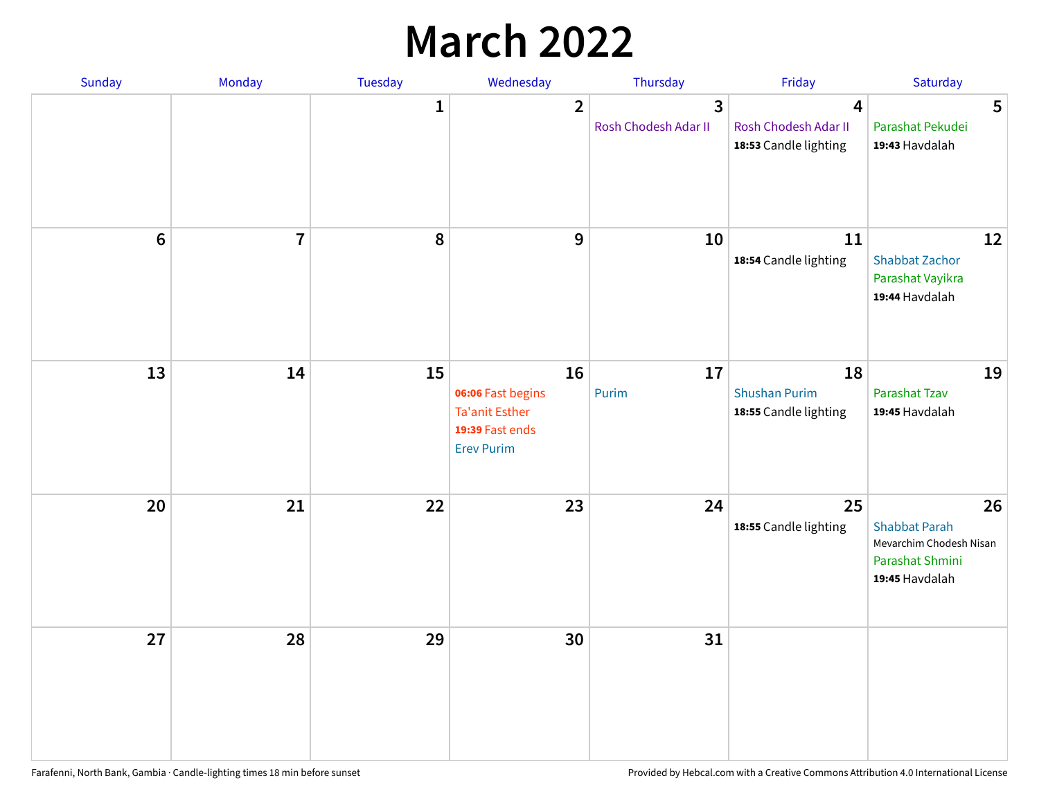# March 2022

| Sunday | Monday | Tuesday | Wednesday | Thursday | Friday | Saturday |
|---|---|---|---|---|---|---|
| | | 1 | 2 | 3<br>Rosh Chodesh Adar II | 4<br>Rosh Chodesh Adar II<br>**18:53** Candle lighting | 5<br>Parashat Pekudei<br>**19:43** Havdalah |
| 6 | 7 | 8 | 9 | 10 | 11<br>**18:54** Candle lighting | 12<br>Shabbat Zachor<br>Parashat Vayikra<br>**19:44** Havdalah |
| 13 | 14 | 15 | 16<br>**06:06** Fast begins<br>Ta'anit Esther<br>**19:39** Fast ends<br>Erev Purim | 17<br>Purim | 18<br>Shushan Purim<br>**18:55** Candle lighting | 19<br>Parashat Tzav<br>**19:45** Havdalah |
| 20 | 21 | 22 | 23 | 24 | 25<br>**18:55** Candle lighting | 26<br>Shabbat Parah<br>Mevarchim Chodesh Nisan<br>Parashat Shmini<br>**19:45** Havdalah |
| 27 | 28 | 29 | 30 | 31 | | |

Farafenni, North Bank, Gambia · Candle-lighting times 18 min before sunset

Provided by Hebcal.com with a Creative Commons Attribution 4.0 International License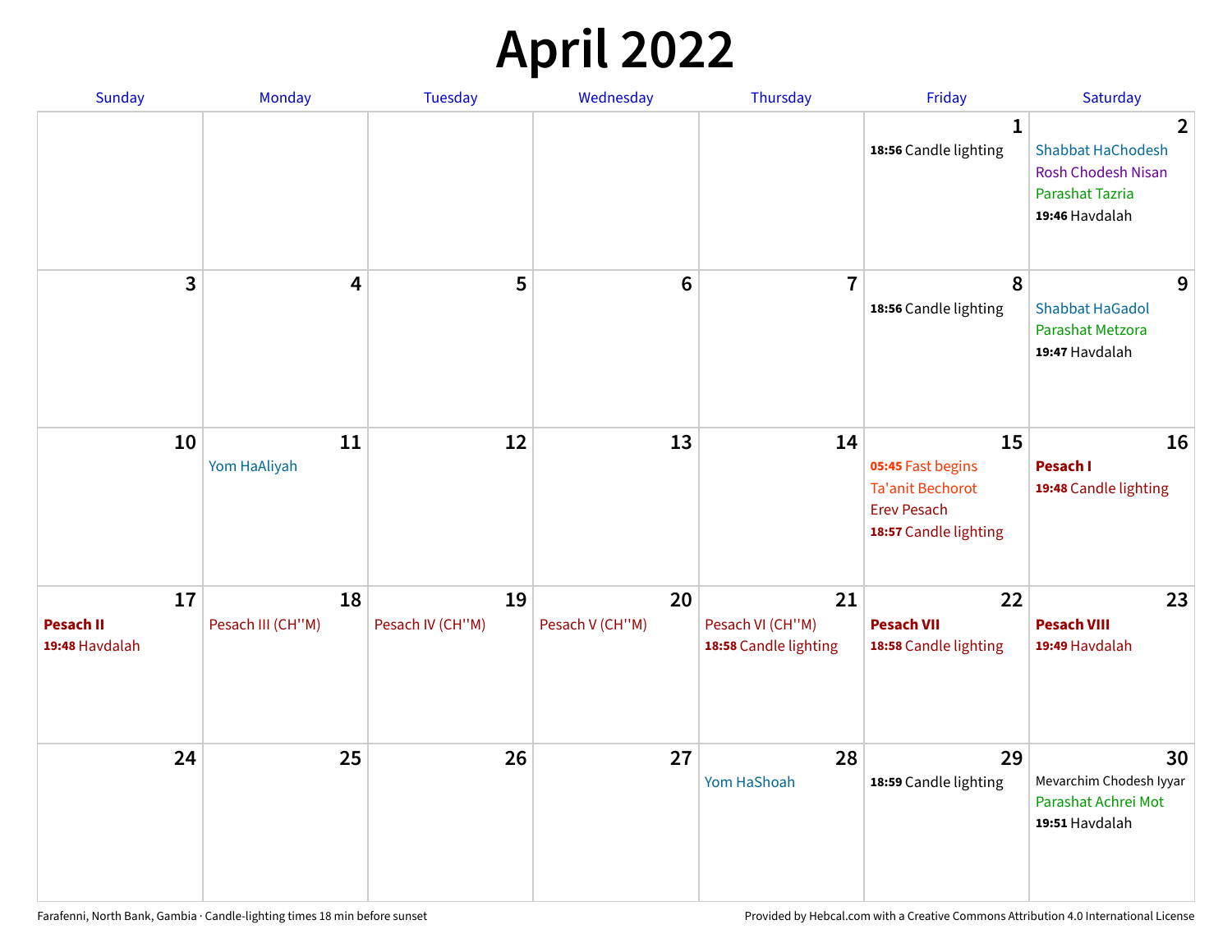# April 2022

| Sunday | Monday | Tuesday | Wednesday | Thursday | Friday | Saturday |
|---|---|---|---|---|---|---|
| | | | | | 1<br>**18:56** Candle lighting | 2<br>Shabbat HaChodesh<br>Rosh Chodesh Nisan<br>Parashat Tazria<br>**19:46** Havdalah |
| 3 | 4 | 5 | 6 | 7 | 8<br>**18:56** Candle lighting | 9<br>Shabbat HaGadol<br>Parashat Metzora<br>**19:47** Havdalah |
| 10 | 11<br>Yom HaAliyah | 12 | 13 | 14 | 15<br>**05:45** Fast begins<br>Ta'anit Bechorot<br>Erev Pesach<br>**18:57** Candle lighting | 16<br>**Pesach I**<br>**19:48** Candle lighting |
| 17<br>**Pesach II**<br>**19:48** Havdalah | 18<br>Pesach III (CH''M) | 19<br>Pesach IV (CH''M) | 20<br>Pesach V (CH''M) | 21<br>Pesach VI (CH''M)<br>**18:58** Candle lighting | 22<br>**Pesach VII**<br>**18:58** Candle lighting | 23<br>**Pesach VIII**<br>**19:49** Havdalah |
| 24 | 25 | 26 | 27 | 28<br>Yom HaShoah | 29<br>**18:59** Candle lighting | 30<br>Mevarchim Chodesh Iyyar<br>Parashat Achrei Mot<br>**19:51** Havdalah |

Farafenni, North Bank, Gambia · Candle-lighting times 18 min before sunset

Provided by Hebcal.com with a Creative Commons Attribution 4.0 International License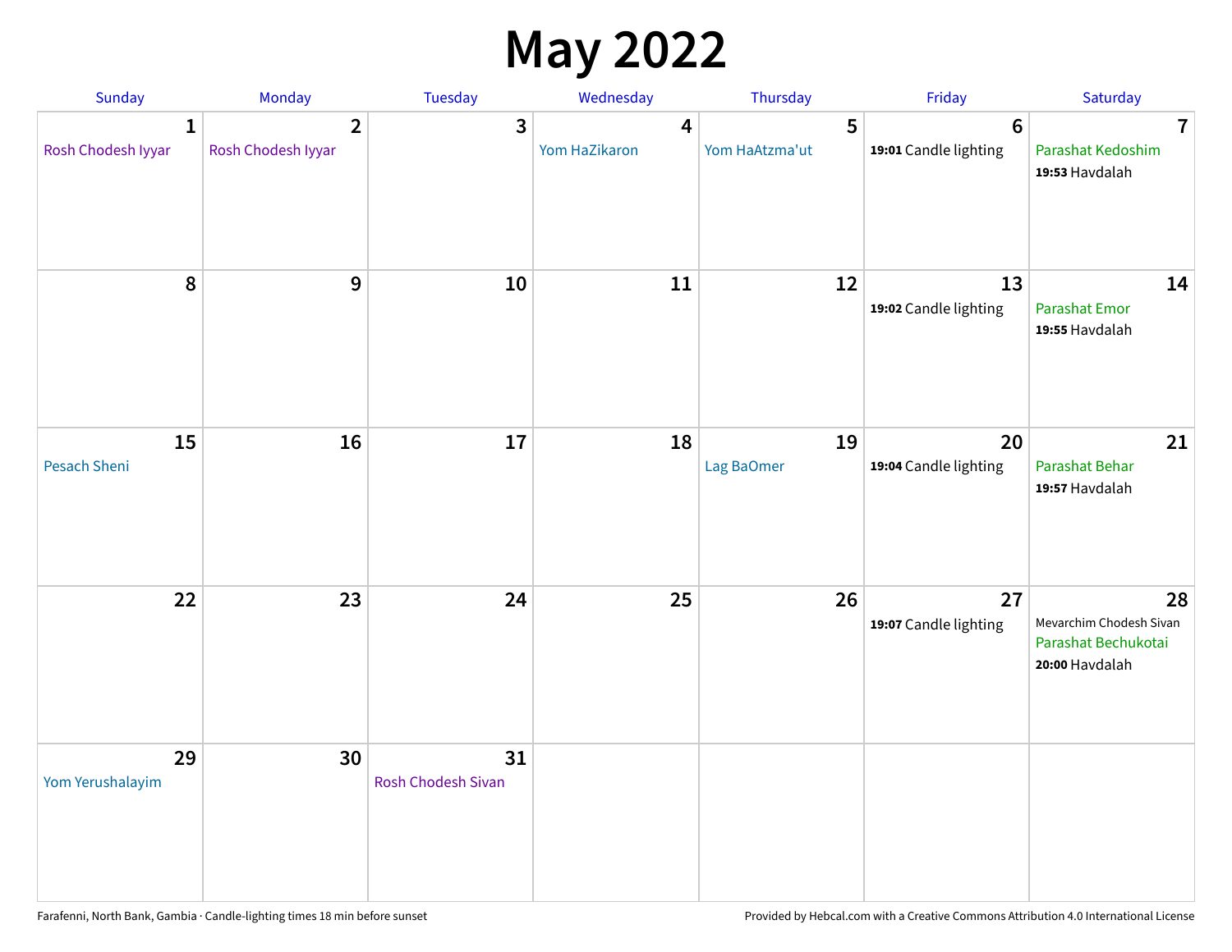# May 2022

| Sunday | Monday | Tuesday | Wednesday | Thursday | Friday | Saturday |
|---|---|---|---|---|---|---|
| 1 Rosh Chodesh Iyyar | 2 Rosh Chodesh Iyyar | 3 | 4 Yom HaZikaron | 5 Yom HaAtzma'ut | 6 **19:01** Candle lighting | 7 Parashat Kedoshim **19:53** Havdalah |
| 8 | 9 | 10 | 11 | 12 | 13 **19:02** Candle lighting | 14 Parashat Emor **19:55** Havdalah |
| 15 Pesach Sheni | 16 | 17 | 18 | 19 Lag BaOmer | 20 **19:04** Candle lighting | 21 Parashat Behar **19:57** Havdalah |
| 22 | 23 | 24 | 25 | 26 | 27 **19:07** Candle lighting | 28 Mevarchim Chodesh Sivan Parashat Bechukotai **20:00** Havdalah |
| 29 Yom Yerushalayim | 30 | 31 Rosh Chodesh Sivan | | | | |

Farafenni, North Bank, Gambia · Candle-lighting times 18 min before sunset

Provided by Hebcal.com with a Creative Commons Attribution 4.0 International License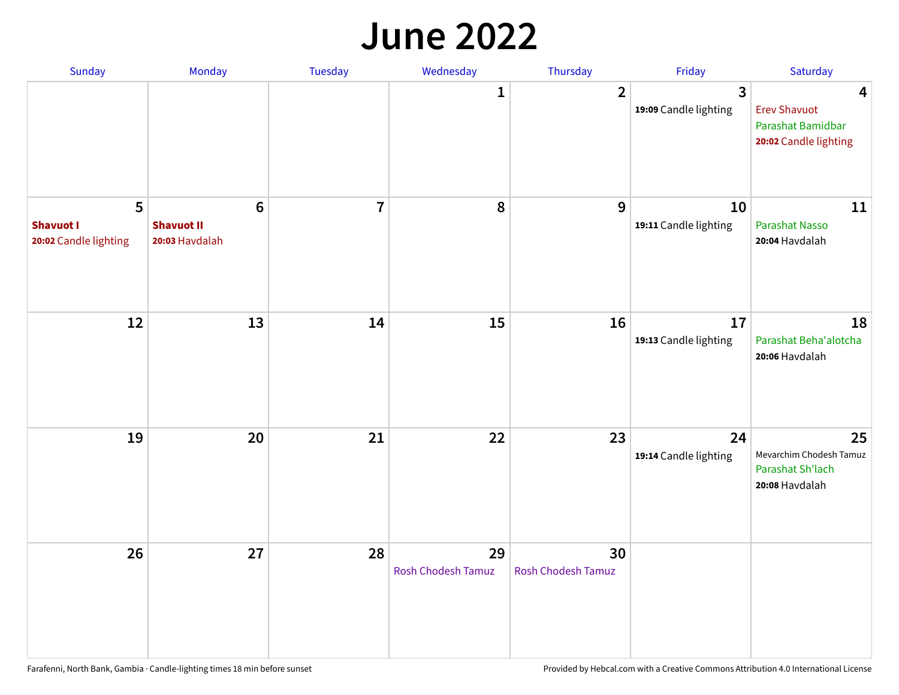# June 2022

| Sunday | Monday | Tuesday | Wednesday | Thursday | Friday | Saturday |
|---|---|---|---|---|---|---|
| | | | 1 | 2 | 3<br>**19:09** Candle lighting | 4<br>Erev Shavuot<br>Parashat Bamidbar<br>**20:02** Candle lighting |
| 5<br>**Shavuot I**<br>**20:02** Candle lighting | 6<br>**Shavuot II**<br>**20:03** Havdalah | 7 | 8 | 9 | 10<br>**19:11** Candle lighting | 11<br>Parashat Nasso<br>**20:04** Havdalah |
| 12 | 13 | 14 | 15 | 16 | 17<br>**19:13** Candle lighting | 18<br>Parashat Beha'alotcha<br>**20:06** Havdalah |
| 19 | 20 | 21 | 22 | 23 | 24<br>**19:14** Candle lighting | 25<br>Mevarchim Chodesh Tamuz<br>Parashat Sh'lach<br>**20:08** Havdalah |
| 26 | 27 | 28 | 29<br>Rosh Chodesh Tamuz | 30<br>Rosh Chodesh Tamuz | | |

Farafenni, North Bank, Gambia · Candle-lighting times 18 min before sunset

Provided by Hebcal.com with a Creative Commons Attribution 4.0 International License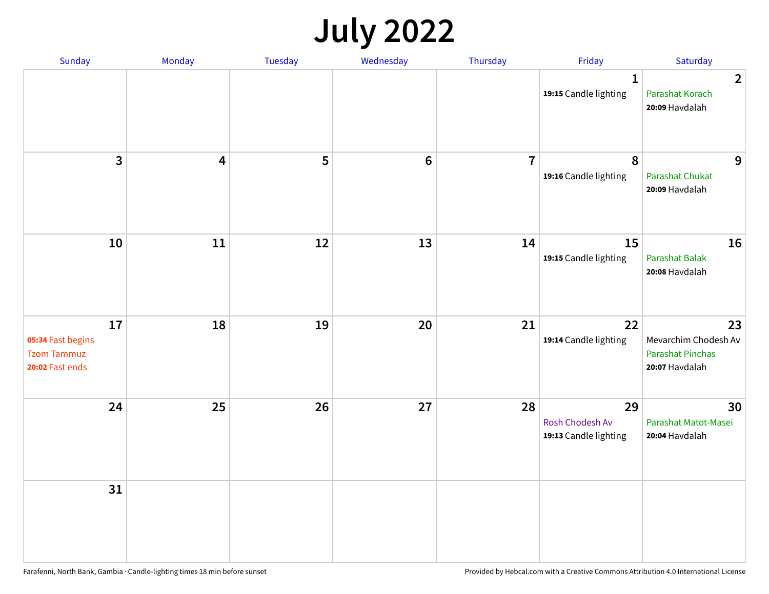# July 2022

| Sunday | Monday | Tuesday | Wednesday | Thursday | Friday | Saturday |
|---|---|---|---|---|---|---|
| | | | | | 1<br>**19:15** Candle lighting | 2<br>Parashat Korach<br>**20:09** Havdalah |
| 3 | 4 | 5 | 6 | 7 | 8<br>**19:16** Candle lighting | 9<br>Parashat Chukat<br>**20:09** Havdalah |
| 10 | 11 | 12 | 13 | 14 | 15<br>**19:15** Candle lighting | 16<br>Parashat Balak<br>**20:08** Havdalah |
| 17<br>**05:34** Fast begins<br>Tzom Tammuz<br>**20:02** Fast ends | 18 | 19 | 20 | 21 | 22<br>**19:14** Candle lighting | 23<br>Mevarchim Chodesh Av<br>Parashat Pinchas<br>**20:07** Havdalah |
| 24 | 25 | 26 | 27 | 28 | 29<br>Rosh Chodesh Av<br>**19:13** Candle lighting | 30<br>Parashat Matot-Masei<br>**20:04** Havdalah |
| 31 | | | | | | |

Farafenni, North Bank, Gambia · Candle-lighting times 18 min before sunset

Provided by Hebcal.com with a Creative Commons Attribution 4.0 International License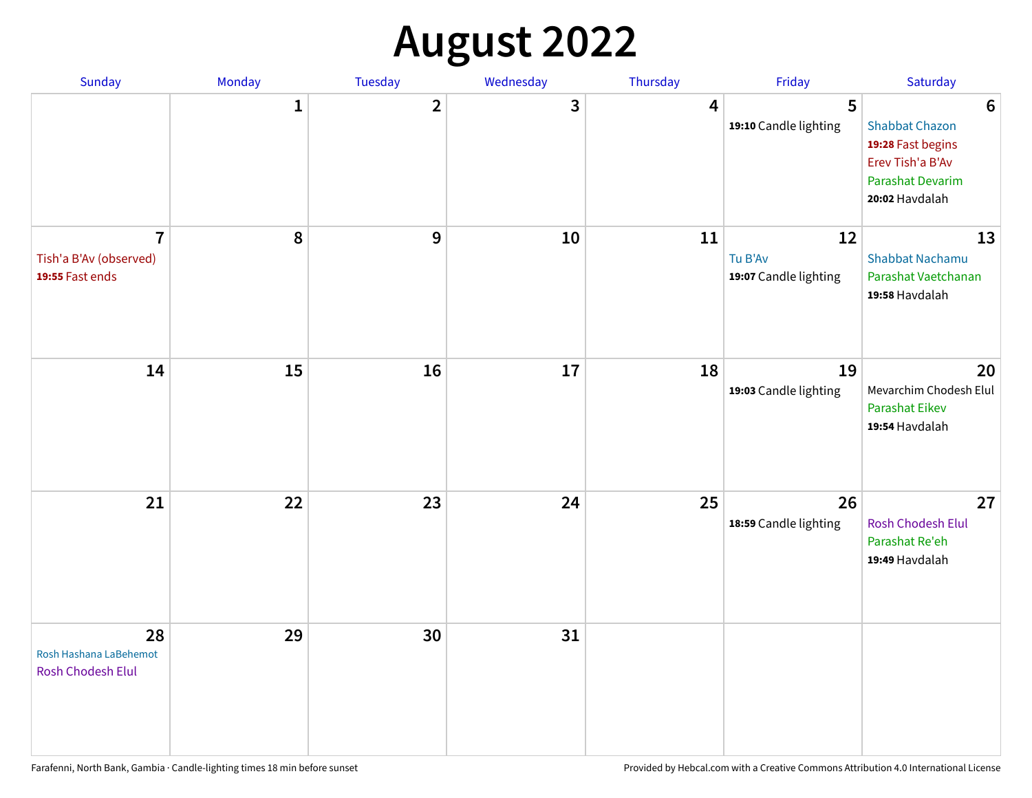# August 2022

| Sunday | Monday | Tuesday | Wednesday | Thursday | Friday | Saturday |
|---|---|---|---|---|---|---|
| | 1 | 2 | 3 | 4 | 5<br>**19:10** Candle lighting | 6<br>Shabbat Chazon<br>**19:28** Fast begins<br>Erev Tish'a B'Av<br>Parashat Devarim<br>**20:02** Havdalah |
| 7<br>Tish'a B'Av (observed)<br>**19:55** Fast ends | 8 | 9 | 10 | 11 | 12<br>Tu B'Av<br>**19:07** Candle lighting | 13<br>Shabbat Nachamu<br>Parashat Vaetchanan<br>**19:58** Havdalah |
| 14 | 15 | 16 | 17 | 18 | 19<br>**19:03** Candle lighting | 20<br>Mevarchim Chodesh Elul<br>Parashat Eikev<br>**19:54** Havdalah |
| 21 | 22 | 23 | 24 | 25 | 26<br>**18:59** Candle lighting | 27<br>Rosh Chodesh Elul<br>Parashat Re'eh<br>**19:49** Havdalah |
| 28<br>Rosh Hashana LaBehemot<br>Rosh Chodesh Elul | 29 | 30 | 31 | | | |

Farafenni, North Bank, Gambia · Candle-lighting times 18 min before sunset

Provided by Hebcal.com with a Creative Commons Attribution 4.0 International License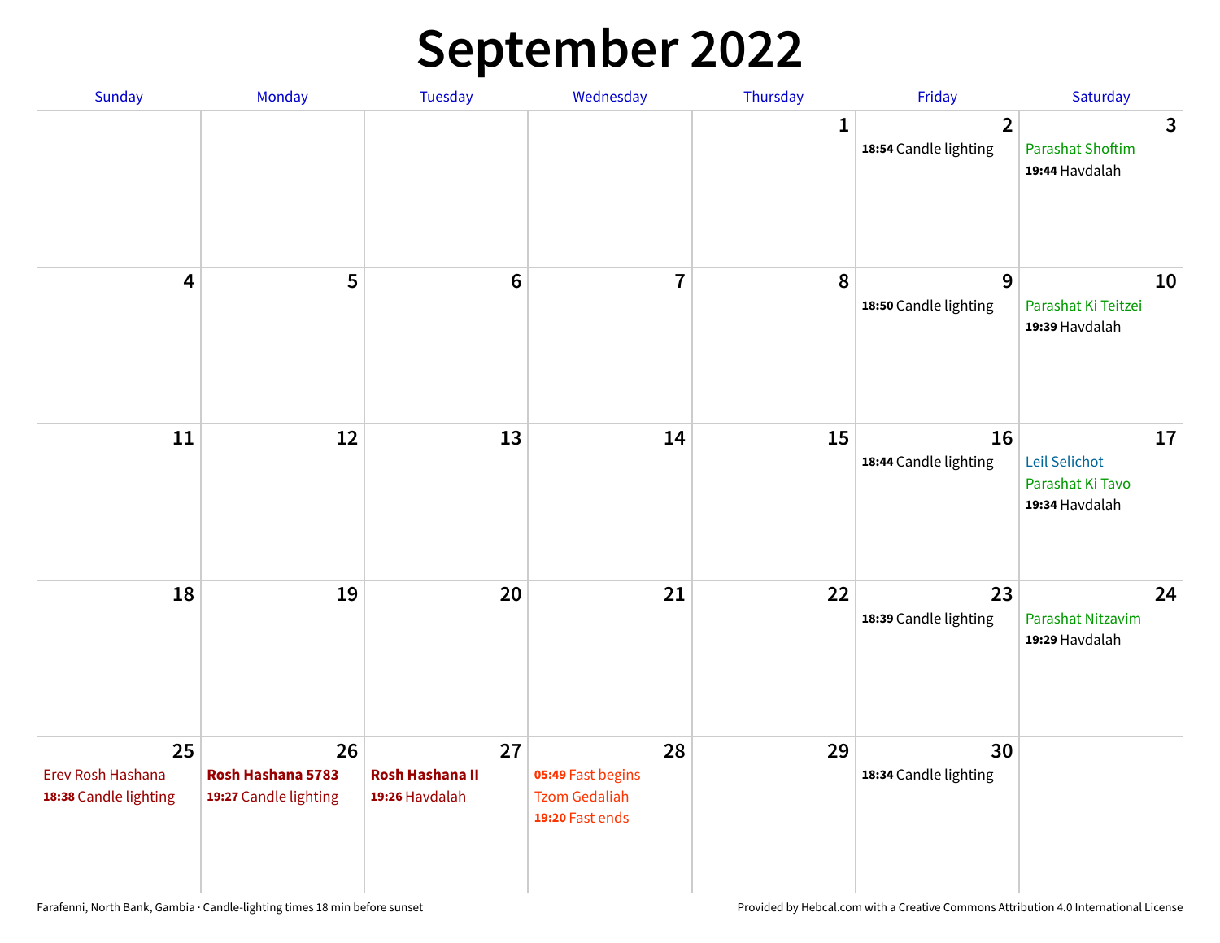# September 2022

| Sunday | Monday | Tuesday | Wednesday | Thursday | Friday | Saturday |
|---|---|---|---|---|---|---|
| | | | | 1 | 2<br>**18:54** Candle lighting | 3<br>Parashat Shoftim<br>**19:44** Havdalah |
| 4 | 5 | 6 | 7 | 8 | 9<br>**18:50** Candle lighting | 10<br>Parashat Ki Teitzei<br>**19:39** Havdalah |
| 11 | 12 | 13 | 14 | 15 | 16<br>**18:44** Candle lighting | 17<br>Leil Selichot<br>Parashat Ki Tavo<br>**19:34** Havdalah |
| 18 | 19 | 20 | 21 | 22 | 23<br>**18:39** Candle lighting | 24<br>Parashat Nitzavim<br>**19:29** Havdalah |
| 25<br>Erev Rosh Hashana<br>**18:38** Candle lighting | 26<br>**Rosh Hashana 5783**<br>**19:27** Candle lighting | 27<br>**Rosh Hashana II**<br>**19:26** Havdalah | 28<br>**05:49** Fast begins<br>Tzom Gedaliah<br>**19:20** Fast ends | 29 | 30<br>**18:34** Candle lighting | |

Farafenni, North Bank, Gambia · Candle-lighting times 18 min before sunset

Provided by Hebcal.com with a Creative Commons Attribution 4.0 International License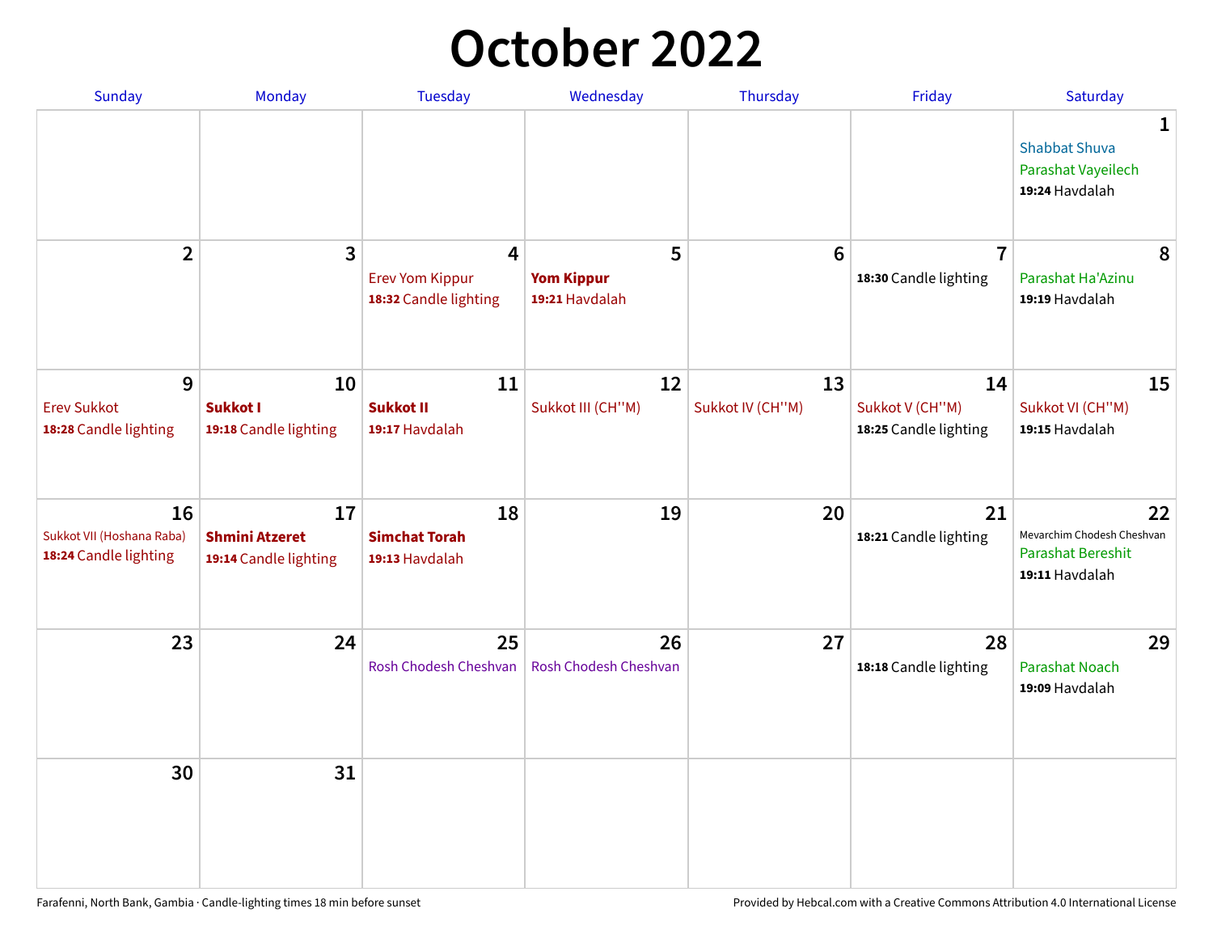# October 2022

| Sunday | Monday | Tuesday | Wednesday | Thursday | Friday | Saturday |
|---|---|---|---|---|---|---|
| | | | | | | **1** Shabbat Shuva Parashat Vayeilech **19:24** Havdalah |
| **2** | **3** | **4** Erev Yom Kippur **18:32** Candle lighting | **5** **Yom Kippur** **19:21** Havdalah | **6** | **7** **18:30** Candle lighting | **8** Parashat Ha'Azinu **19:19** Havdalah |
| **9** Erev Sukkot **18:28** Candle lighting | **10** **Sukkot I** **19:18** Candle lighting | **11** **Sukkot II** **19:17** Havdalah | **12** Sukkot III (CH''M) | **13** Sukkot IV (CH''M) | **14** Sukkot V (CH''M) **18:25** Candle lighting | **15** Sukkot VI (CH''M) **19:15** Havdalah |
| **16** Sukkot VII (Hoshana Raba) **18:24** Candle lighting | **17** **Shmini Atzeret** **19:14** Candle lighting | **18** **Simchat Torah** **19:13** Havdalah | **19** | **20** | **21** **18:21** Candle lighting | **22** Mevarchim Chodesh Cheshvan Parashat Bereshit **19:11** Havdalah |
| **23** | **24** | **25** Rosh Chodesh Cheshvan | **26** Rosh Chodesh Cheshvan | **27** | **28** **18:18** Candle lighting | **29** Parashat Noach **19:09** Havdalah |
| **30** | **31** | | | | | |

Farafenni, North Bank, Gambia · Candle-lighting times 18 min before sunset

Provided by Hebcal.com with a Creative Commons Attribution 4.0 International License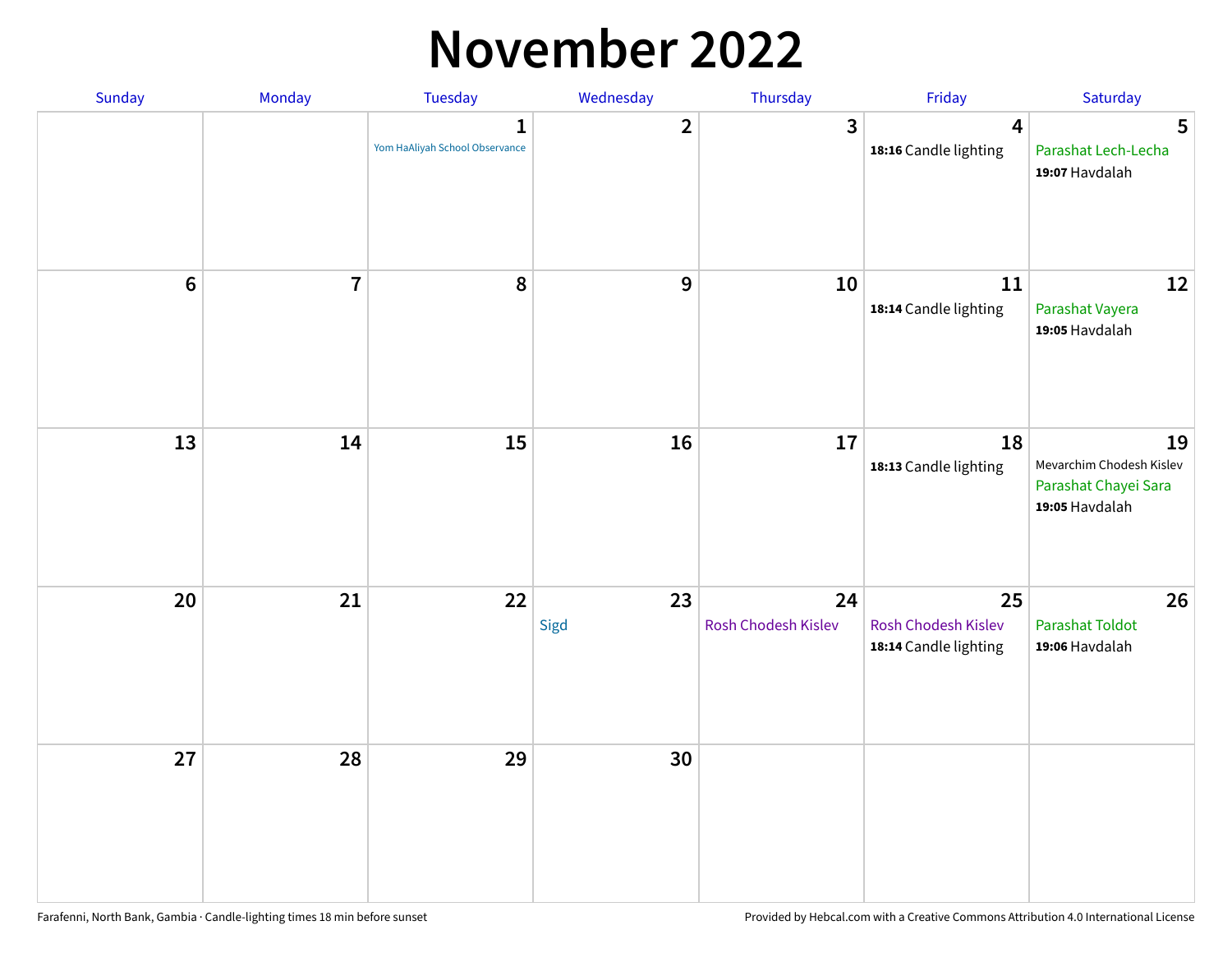# November 2022

| Sunday | Monday | Tuesday | Wednesday | Thursday | Friday | Saturday |
|---|---|---|---|---|---|---|
| | | 1 Yom HaAliyah School Observance | 2 | 3 | 4 **18:16** Candle lighting | 5 Parashat Lech-Lecha **19:07** Havdalah |
| 6 | 7 | 8 | 9 | 10 | 11 **18:14** Candle lighting | 12 Parashat Vayera **19:05** Havdalah |
| 13 | 14 | 15 | 16 | 17 | 18 **18:13** Candle lighting | 19 Mevarchim Chodesh Kislev Parashat Chayei Sara **19:05** Havdalah |
| 20 | 21 | 22 | 23 Sigd | 24 Rosh Chodesh Kislev | 25 Rosh Chodesh Kislev **18:14** Candle lighting | 26 Parashat Toldot **19:06** Havdalah |
| 27 | 28 | 29 | 30 | | | |

Farafenni, North Bank, Gambia · Candle-lighting times 18 min before sunset

Provided by Hebcal.com with a Creative Commons Attribution 4.0 International License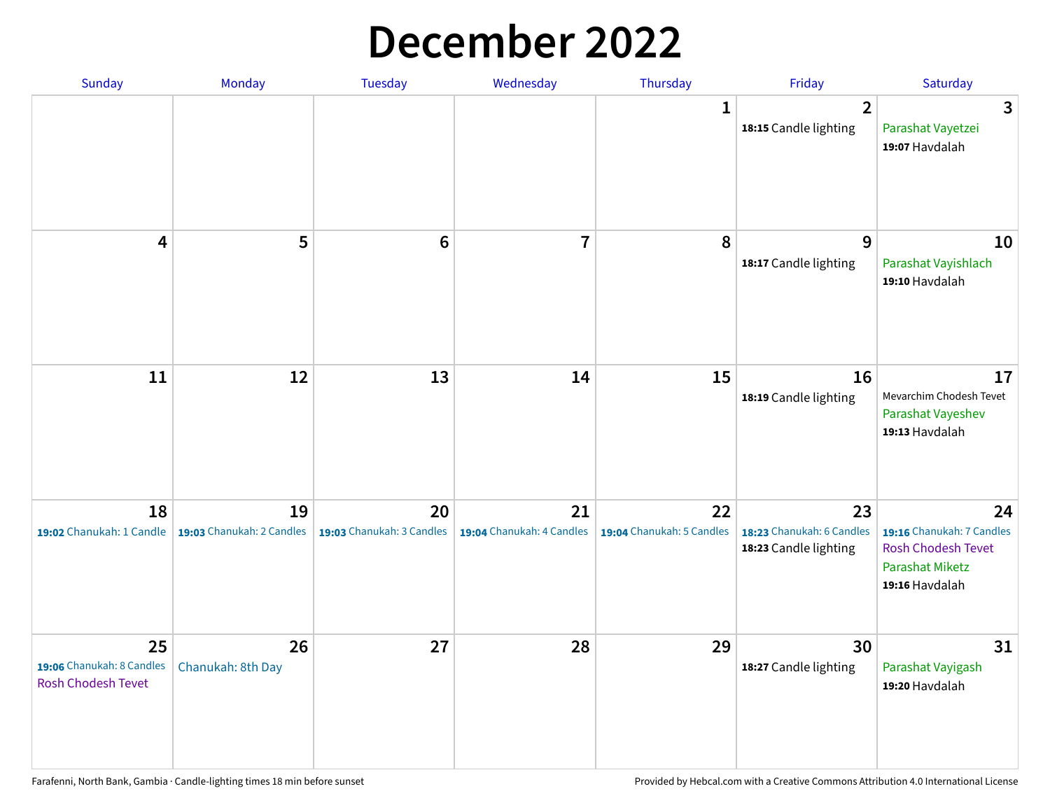# December 2022

| Sunday | Monday | Tuesday | Wednesday | Thursday | Friday | Saturday |
|---|---|---|---|---|---|---|
| | | | | 1 | 2<br>**18:15** Candle lighting | 3<br>Parashat Vayetzei<br>**19:07** Havdalah |
| 4 | 5 | 6 | 7 | 8 | 9<br>**18:17** Candle lighting | 10<br>Parashat Vayishlach<br>**19:10** Havdalah |
| 11 | 12 | 13 | 14 | 15 | 16<br>**18:19** Candle lighting | 17<br>Mevarchim Chodesh Tevet<br>Parashat Vayeshev<br>**19:13** Havdalah |
| 18<br>**19:02** Chanukah: 1 Candle | 19<br>**19:03** Chanukah: 2 Candles | 20<br>**19:03** Chanukah: 3 Candles | 21<br>**19:04** Chanukah: 4 Candles | 22<br>**19:04** Chanukah: 5 Candles | 23<br>**18:23** Chanukah: 6 Candles<br>**18:23** Candle lighting | 24<br>**19:16** Chanukah: 7 Candles<br>Rosh Chodesh Tevet<br>Parashat Miketz<br>**19:16** Havdalah |
| 25<br>**19:06** Chanukah: 8 Candles<br>Rosh Chodesh Tevet | 26<br>Chanukah: 8th Day | 27 | 28 | 29 | 30<br>**18:27** Candle lighting | 31<br>Parashat Vayigash<br>**19:20** Havdalah |

Farafenni, North Bank, Gambia · Candle-lighting times 18 min before sunset

Provided by Hebcal.com with a Creative Commons Attribution 4.0 International License